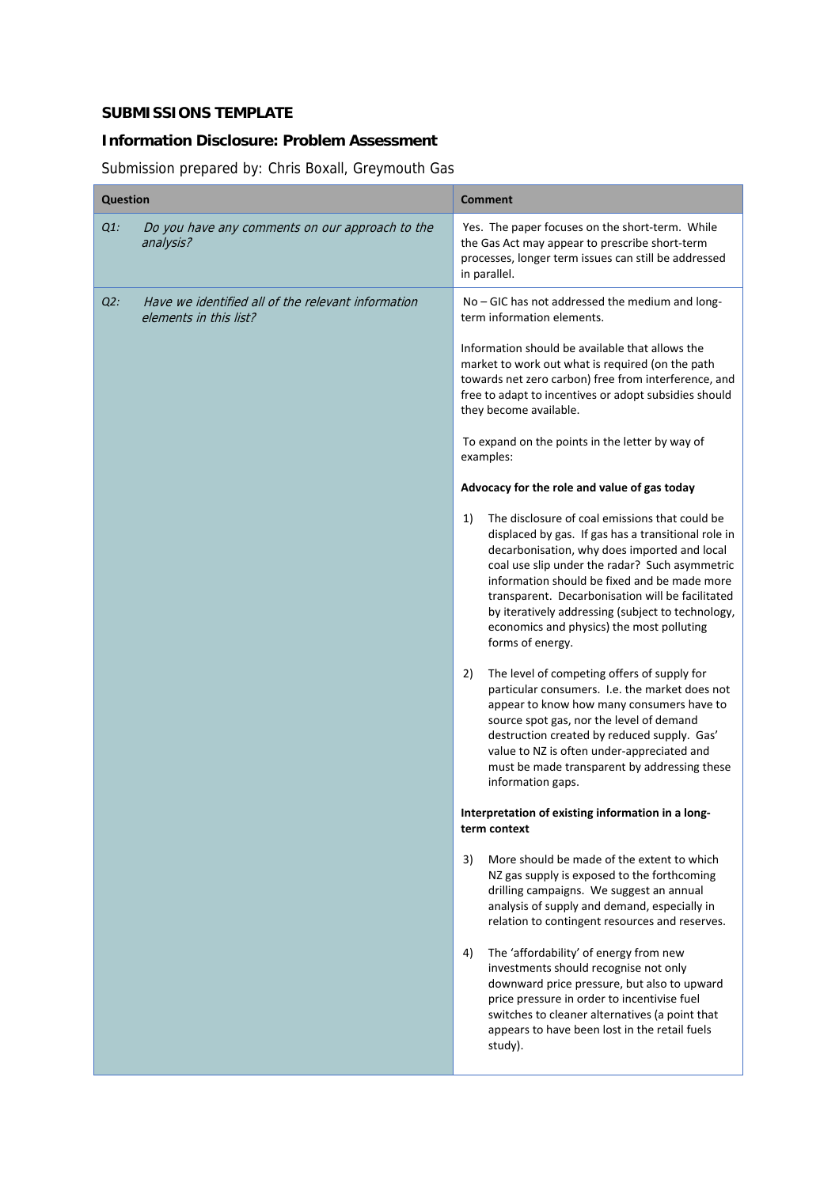**SUBMISSIONS TEMPLATE**

**Information Disclosure: Problem Assessment**

Submission prepared by: Chris Boxall, Greymouth Gas

| Question | Comment |
|---|---|
| *Q1: Do you have any comments on our approach to the analysis?* | Yes. The paper focuses on the short-term. While the Gas Act may appear to prescribe short-term processes, longer term issues can still be addressed in parallel. |
| *Q2: Have we identified all of the relevant information elements in this list?* | No – GIC has not addressed the medium and long-term information elements.<br><br>Information should be available that allows the market to work out what is required (on the path towards net zero carbon) free from interference, and free to adapt to incentives or adopt subsidies should they become available.<br><br>To expand on the points in the letter by way of examples:<br><br>**Advocacy for the role and value of gas today**<br><br>1) The disclosure of coal emissions that could be displaced by gas. If gas has a transitional role in decarbonisation, why does imported and local coal use slip under the radar? Such asymmetric information should be fixed and be made more transparent. Decarbonisation will be facilitated by iteratively addressing (subject to technology, economics and physics) the most polluting forms of energy.<br><br>2) The level of competing offers of supply for particular consumers. I.e. the market does not appear to know how many consumers have to source spot gas, nor the level of demand destruction created by reduced supply. Gas' value to NZ is often under-appreciated and must be made transparent by addressing these information gaps.<br><br>**Interpretation of existing information in a long-term context**<br><br>3) More should be made of the extent to which NZ gas supply is exposed to the forthcoming drilling campaigns. We suggest an annual analysis of supply and demand, especially in relation to contingent resources and reserves.<br><br>4) The 'affordability' of energy from new investments should recognise not only downward price pressure, but also to upward price pressure in order to incentivise fuel switches to cleaner alternatives (a point that appears to have been lost in the retail fuels study). |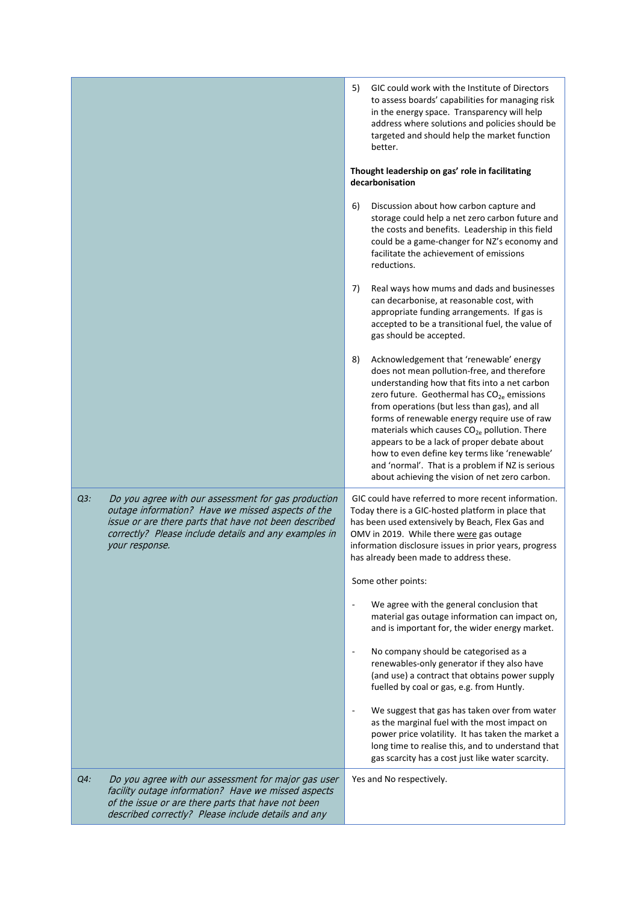| | |
|---|---|
| | 5) GIC could work with the Institute of Directors to assess boards' capabilities for managing risk in the energy space. Transparency will help address where solutions and policies should be targeted and should help the market function better.<br><br>**Thought leadership on gas' role in facilitating decarbonisation**<br><br>6) Discussion about how carbon capture and storage could help a net zero carbon future and the costs and benefits. Leadership in this field could be a game-changer for NZ's economy and facilitate the achievement of emissions reductions.<br><br>7) Real ways how mums and dads and businesses can decarbonise, at reasonable cost, with appropriate funding arrangements. If gas is accepted to be a transitional fuel, the value of gas should be accepted.<br><br>8) Acknowledgement that 'renewable' energy does not mean pollution-free, and therefore understanding how that fits into a net carbon zero future. Geothermal has $CO_{2e}$ emissions from operations (but less than gas), and all forms of renewable energy require use of raw materials which causes $CO_{2e}$ pollution. There appears to be a lack of proper debate about how to even define key terms like 'renewable' and 'normal'. That is a problem if NZ is serious about achieving the vision of net zero carbon. |
| Q3: *Do you agree with our assessment for gas production outage information? Have we missed aspects of the issue or are there parts that have not been described correctly? Please include details and any examples in your response.* | GIC could have referred to more recent information. Today there is a GIC-hosted platform in place that has been used extensively by Beach, Flex Gas and OMV in 2019. While there <u>were</u> gas outage information disclosure issues in prior years, progress has already been made to address these.<br><br>Some other points:<br><br>- We agree with the general conclusion that material gas outage information can impact on, and is important for, the wider energy market.<br><br>- No company should be categorised as a renewables-only generator if they also have (and use) a contract that obtains power supply fuelled by coal or gas, e.g. from Huntly.<br><br>- We suggest that gas has taken over from water as the marginal fuel with the most impact on power price volatility. It has taken the market a long time to realise this, and to understand that gas scarcity has a cost just like water scarcity. |
| Q4: *Do you agree with our assessment for major gas user facility outage information? Have we missed aspects of the issue or are there parts that have not been described correctly? Please include details and any* | Yes and No respectively. |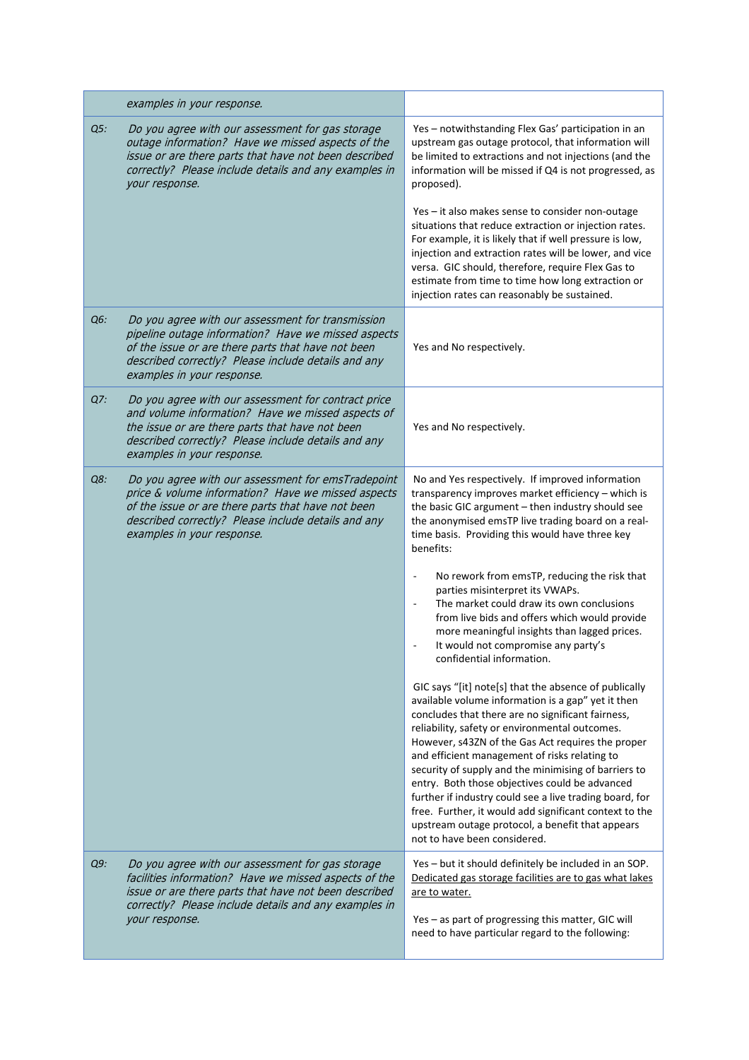| | |
|---|---|
| *examples in your response.* | |
| *Q5: Do you agree with our assessment for gas storage outage information? Have we missed aspects of the issue or are there parts that have not been described correctly? Please include details and any examples in your response.* | Yes – notwithstanding Flex Gas' participation in an upstream gas outage protocol, that information will be limited to extractions and not injections (and the information will be missed if Q4 is not progressed, as proposed).<br><br>Yes – it also makes sense to consider non-outage situations that reduce extraction or injection rates. For example, it is likely that if well pressure is low, injection and extraction rates will be lower, and vice versa. GIC should, therefore, require Flex Gas to estimate from time to time how long extraction or injection rates can reasonably be sustained. |
| *Q6: Do you agree with our assessment for transmission pipeline outage information? Have we missed aspects of the issue or are there parts that have not been described correctly? Please include details and any examples in your response.* | Yes and No respectively. |
| *Q7: Do you agree with our assessment for contract price and volume information? Have we missed aspects of the issue or are there parts that have not been described correctly? Please include details and any examples in your response.* | Yes and No respectively. |
| *Q8: Do you agree with our assessment for emsTradepoint price & volume information? Have we missed aspects of the issue or are there parts that have not been described correctly? Please include details and any examples in your response.* | No and Yes respectively. If improved information transparency improves market efficiency – which is the basic GIC argument – then industry should see the anonymised emsTP live trading board on a real-time basis. Providing this would have three key benefits:<br><br>- No rework from emsTP, reducing the risk that parties misinterpret its VWAPs.<br>- The market could draw its own conclusions from live bids and offers which would provide more meaningful insights than lagged prices.<br>- It would not compromise any party's confidential information.<br><br>GIC says "[it] note[s] that the absence of publically available volume information is a gap" yet it then concludes that there are no significant fairness, reliability, safety or environmental outcomes. However, s43ZN of the Gas Act requires the proper and efficient management of risks relating to security of supply and the minimising of barriers to entry. Both those objectives could be advanced further if industry could see a live trading board, for free. Further, it would add significant context to the upstream outage protocol, a benefit that appears not to have been considered. |
| *Q9: Do you agree with our assessment for gas storage facilities information? Have we missed aspects of the issue or are there parts that have not been described correctly? Please include details and any examples in your response.* | Yes – but it should definitely be included in an SOP. Dedicated gas storage facilities are to gas what lakes are to water.<br><br>Yes – as part of progressing this matter, GIC will need to have particular regard to the following: |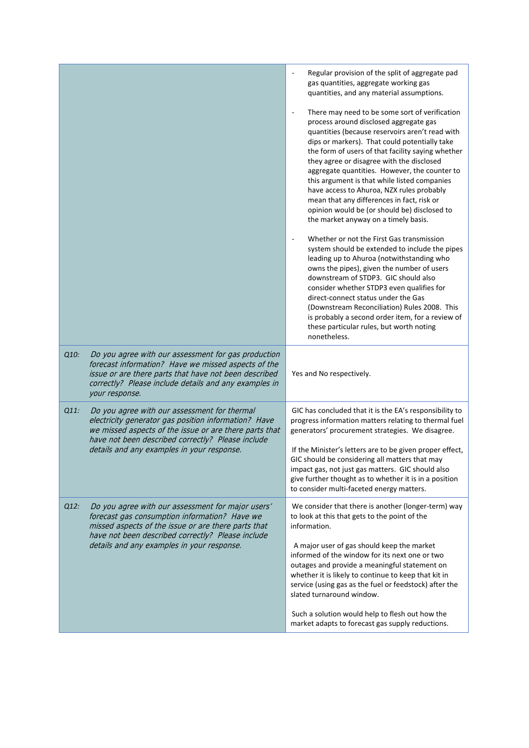| | |
|---|---|
| | - Regular provision of the split of aggregate pad gas quantities, aggregate working gas quantities, and any material assumptions.<br><br>- There may need to be some sort of verification process around disclosed aggregate gas quantities (because reservoirs aren't read with dips or markers). That could potentially take the form of users of that facility saying whether they agree or disagree with the disclosed aggregate quantities. However, the counter to this argument is that while listed companies have access to Ahuroa, NZX rules probably mean that any differences in fact, risk or opinion would be (or should be) disclosed to the market anyway on a timely basis.<br><br>- Whether or not the First Gas transmission system should be extended to include the pipes leading up to Ahuroa (notwithstanding who owns the pipes), given the number of users downstream of STDP3. GIC should also consider whether STDP3 even qualifies for direct-connect status under the Gas (Downstream Reconciliation) Rules 2008. This is probably a second order item, for a review of these particular rules, but worth noting nonetheless. |
| *Q10: Do you agree with our assessment for gas production forecast information? Have we missed aspects of the issue or are there parts that have not been described correctly? Please include details and any examples in your response.* | Yes and No respectively. |
| *Q11: Do you agree with our assessment for thermal electricity generator gas position information? Have we missed aspects of the issue or are there parts that have not been described correctly? Please include details and any examples in your response.* | GIC has concluded that it is the EA's responsibility to progress information matters relating to thermal fuel generators' procurement strategies. We disagree.<br><br>If the Minister's letters are to be given proper effect, GIC should be considering all matters that may impact gas, not just gas matters. GIC should also give further thought as to whether it is in a position to consider multi-faceted energy matters. |
| *Q12: Do you agree with our assessment for major users' forecast gas consumption information? Have we missed aspects of the issue or are there parts that have not been described correctly? Please include details and any examples in your response.* | We consider that there is another (longer-term) way to look at this that gets to the point of the information.<br><br>A major user of gas should keep the market informed of the window for its next one or two outages and provide a meaningful statement on whether it is likely to continue to keep that kit in service (using gas as the fuel or feedstock) after the slated turnaround window.<br><br>Such a solution would help to flesh out how the market adapts to forecast gas supply reductions. |